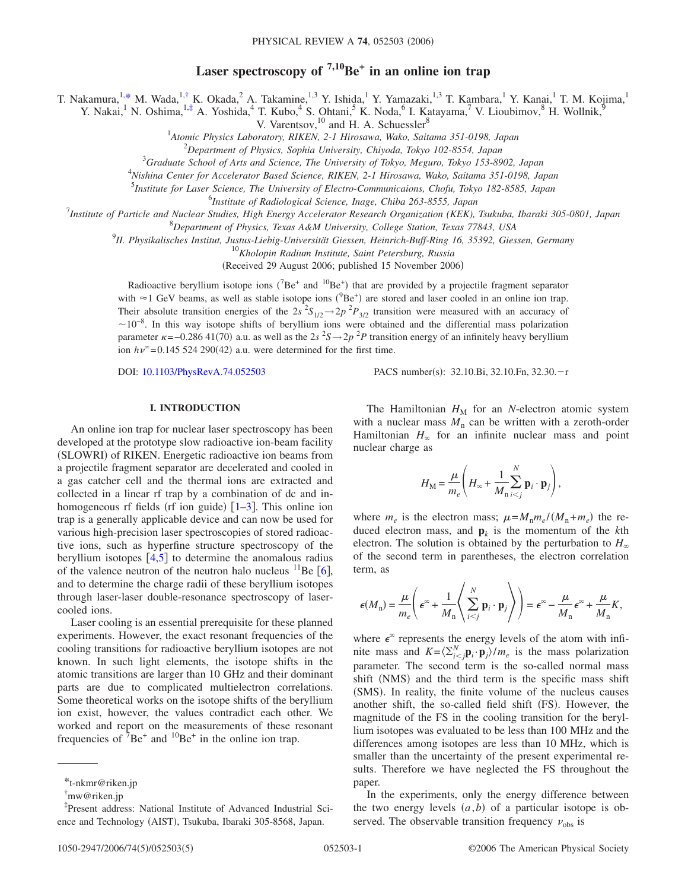# Laser spectroscopy of $^{7,10}Be^+$ in an online ion trap

T. Nakamura,[1,*] M. Wada,[1,†] K. Okada,[2] A. Takamine,[1,3] Y. Ishida,[1] Y. Yamazaki,[1,3] T. Kambara,[1] Y. Kanai,[1] T. M. Kojima,[1] Y. Nakai,[1] N. Oshima,[1,‡] A. Yoshida,[4] T. Kubo,[4] S. Ohtani,[5] K. Noda,[6] I. Katayama,[7] V. Lioubimov,[8] H. Wollnik,[9] V. Varentsov,[10] and H. A. Schuessler[8]

[1]*Atomic Physics Laboratory, RIKEN, 2-1 Hirosawa, Wako, Saitama 351-0198, Japan*

[2]*Department of Physics, Sophia University, Chiyoda, Tokyo 102-8554, Japan*

[3]*Graduate School of Arts and Science, The University of Tokyo, Meguro, Tokyo 153-8902, Japan*

[4]*Nishina Center for Accelerator Based Science, RIKEN, 2-1 Hirosawa, Wako, Saitama 351-0198, Japan*

[5]*Institute for Laser Science, The University of Electro-Communicaions, Chofu, Tokyo 182-8585, Japan*

[6]*Institute of Radiological Science, Inage, Chiba 263-8555, Japan*

[7]*Institute of Particle and Nuclear Studies, High Energy Accelerator Research Organization (KEK), Tsukuba, Ibaraki 305-0801, Japan*

[8]*Department of Physics, Texas A&M University, College Station, Texas 77843, USA*

[9]*II. Physikalisches Institut, Justus-Liebig-Universität Giessen, Heinrich-Buff-Ring 16, 35392, Giessen, Germany*

[10]*Kholopin Radium Institute, Saint Petersburg, Russia*

(Received 29 August 2006; published 15 November 2006)

Radioactive beryllium isotope ions ($^7Be^+$ and $^{10}Be^+$) that are provided by a projectile fragment separator with $\approx 1$ GeV beams, as well as stable isotope ions ($^9Be^+$) are stored and laser cooled in an online ion trap. Their absolute transition energies of the $2s\,^2S_{1/2} \rightarrow 2p\,^2P_{3/2}$ transition were measured with an accuracy of $\sim 10^{-8}$. In this way isotope shifts of beryllium ions were obtained and the differential mass polarization parameter $\kappa = -0.286\,41(70)$ a.u. as well as the $2s\,^2S \rightarrow 2p\,^2P$ transition energy of an infinitely heavy beryllium ion $h\nu^\infty = 0.145\,524\,290(42)$ a.u. were determined for the first time.

DOI: 10.1103/PhysRevA.74.052503 PACS number(s): 32.10.Bi, 32.10.Fn, 32.30.−r

## I. INTRODUCTION

An online ion trap for nuclear laser spectroscopy has been developed at the prototype slow radioactive ion-beam facility (SLOWRI) of RIKEN. Energetic radioactive ion beams from a projectile fragment separator are decelerated and cooled in a gas catcher cell and the thermal ions are extracted and collected in a linear rf trap by a combination of dc and inhomogeneous rf fields (rf ion guide) [1–3]. This online ion trap is a generally applicable device and can now be used for various high-precision laser spectroscopies of stored radioactive ions, such as hyperfine structure spectroscopy of the beryllium isotopes [4,5] to determine the anomalous radius of the valence neutron of the neutron halo nucleus $^{11}$Be [6], and to determine the charge radii of these beryllium isotopes through laser-laser double-resonance spectroscopy of laser-cooled ions.

Laser cooling is an essential prerequisite for these planned experiments. However, the exact resonant frequencies of the cooling transitions for radioactive beryllium isotopes are not known. In such light elements, the isotope shifts in the atomic transitions are larger than 10 GHz and their dominant parts are due to complicated multielectron correlations. Some theoretical works on the isotope shifts of the beryllium ion exist, however, the values contradict each other. We worked and report on the measurements of these resonant frequencies of $^7Be^+$ and $^{10}Be^+$ in the online ion trap.

The Hamiltonian $H_M$ for an $N$-electron atomic system with a nuclear mass $M_n$ can be written with a zeroth-order Hamiltonian $H_\infty$ for an infinite nuclear mass and point nuclear charge as

$$H_M = \frac{\mu}{m_e}\left(H_\infty + \frac{1}{M_n}\sum_{i<j}^{N} \mathbf{p}_i \cdot \mathbf{p}_j\right),$$

where $m_e$ is the electron mass; $\mu = M_n m_e/(M_n + m_e)$ the reduced electron mass, and $\mathbf{p}_k$ is the momentum of the $k$th electron. The solution is obtained by the perturbation to $H_\infty$ of the second term in parentheses, the electron correlation term, as

$$\epsilon(M_n) = \frac{\mu}{m_e}\left(\epsilon^\infty + \frac{1}{M_n}\left\langle \sum_{i<j}^{N} \mathbf{p}_i \cdot \mathbf{p}_j \right\rangle\right) = \epsilon^\infty - \frac{\mu}{M_n}\epsilon^\infty + \frac{\mu}{M_n}K,$$

where $\epsilon^\infty$ represents the energy levels of the atom with infinite mass and $K = \langle \sum_{i<j}^{N} \mathbf{p}_i \cdot \mathbf{p}_j \rangle / m_e$ is the mass polarization parameter. The second term is the so-called normal mass shift (NMS) and the third term is the specific mass shift (SMS). In reality, the finite volume of the nucleus causes another shift, the so-called field shift (FS). However, the magnitude of the FS in the cooling transition for the beryllium isotopes was evaluated to be less than 100 MHz and the differences among isotopes are less than 10 MHz, which is smaller than the uncertainty of the present experimental results. Therefore we have neglected the FS throughout the paper.

In the experiments, only the energy difference between the two energy levels $(a,b)$ of a particular isotope is observed. The observable transition frequency $\nu_{obs}$ is

*t-nkmr@riken.jp

†mw@riken.jp

‡Present address: National Institute of Advanced Industrial Science and Technology (AIST), Tsukuba, Ibaraki 305-8568, Japan.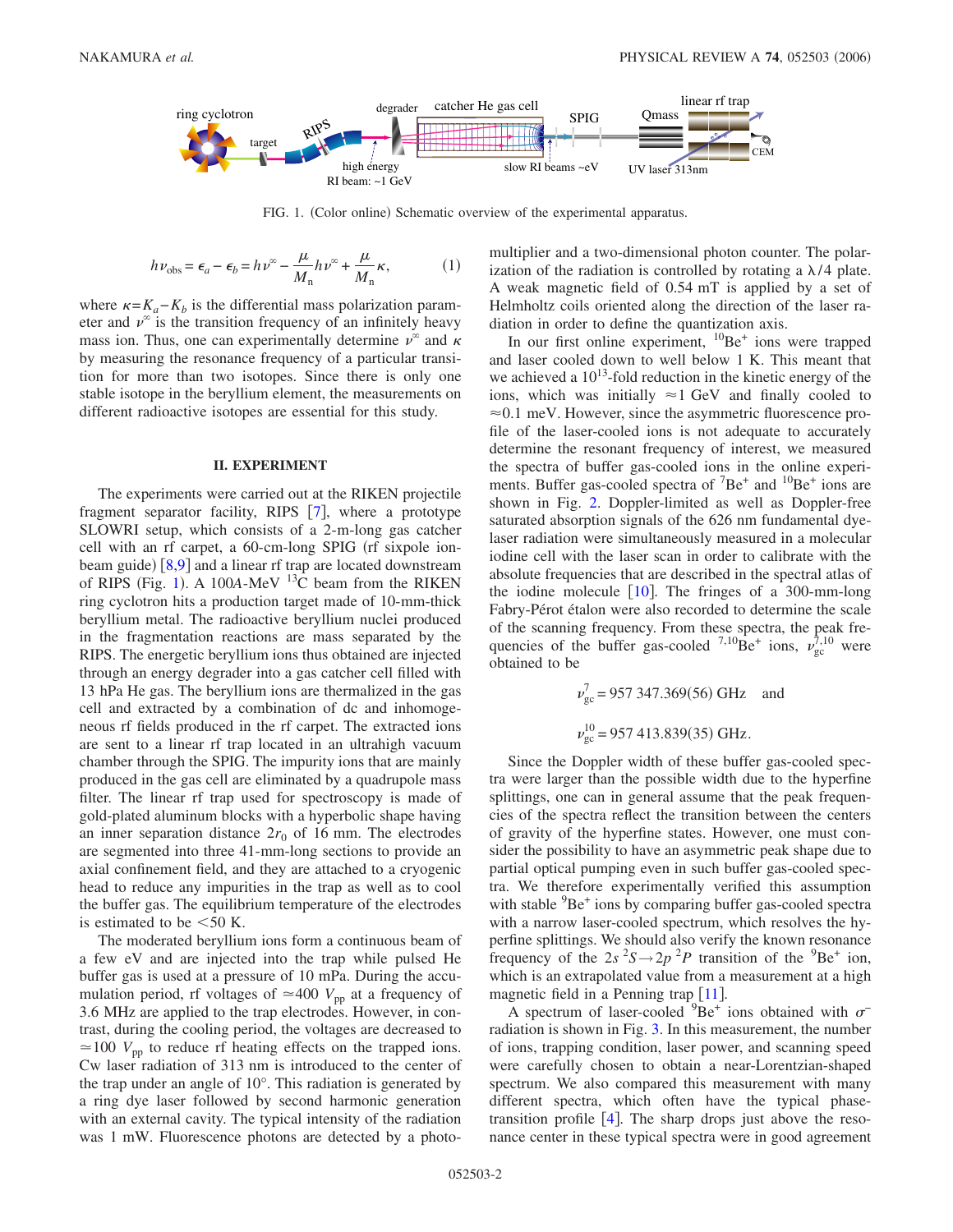FIG. 1. (Color online) Schematic overview of the experimental apparatus.

$$h\nu_{\text{obs}} = \epsilon_a - \epsilon_b = h\nu^{\infty} - \frac{\mu}{M_{\text{n}}} h\nu^{\infty} + \frac{\mu}{M_{\text{n}}} \kappa, \quad (1)$$

where $\kappa = K_a - K_b$ is the differential mass polarization parameter and $\nu^{\infty}$ is the transition frequency of an infinitely heavy mass ion. Thus, one can experimentally determine $\nu^{\infty}$ and $\kappa$ by measuring the resonance frequency of a particular transition for more than two isotopes. Since there is only one stable isotope in the beryllium element, the measurements on different radioactive isotopes are essential for this study.

## II. EXPERIMENT

The experiments were carried out at the RIKEN projectile fragment separator facility, RIPS [7], where a prototype SLOWRI setup, which consists of a 2-m-long gas catcher cell with an rf carpet, a 60-cm-long SPIG (rf sixpole ion-beam guide) [8,9] and a linear rf trap are located downstream of RIPS (Fig. 1). A 100*A*-MeV $^{13}$C beam from the RIKEN ring cyclotron hits a production target made of 10-mm-thick beryllium metal. The radioactive beryllium nuclei produced in the fragmentation reactions are mass separated by the RIPS. The energetic beryllium ions thus obtained are injected through an energy degrader into a gas catcher cell filled with 13 hPa He gas. The beryllium ions are thermalized in the gas cell and extracted by a combination of dc and inhomogeneous rf fields produced in the rf carpet. The extracted ions are sent to a linear rf trap located in an ultrahigh vacuum chamber through the SPIG. The impurity ions that are mainly produced in the gas cell are eliminated by a quadrupole mass filter. The linear rf trap used for spectroscopy is made of gold-plated aluminum blocks with a hyperbolic shape having an inner separation distance $2r_0$ of 16 mm. The electrodes are segmented into three 41-mm-long sections to provide an axial confinement field, and they are attached to a cryogenic head to reduce any impurities in the trap as well as to cool the buffer gas. The equilibrium temperature of the electrodes is estimated to be $<50$ K.

The moderated beryllium ions form a continuous beam of a few eV and are injected into the trap while pulsed He buffer gas is used at a pressure of 10 mPa. During the accumulation period, rf voltages of $\simeq 400$ $V_{\text{pp}}$ at a frequency of 3.6 MHz are applied to the trap electrodes. However, in contrast, during the cooling period, the voltages are decreased to $\simeq 100$ $V_{\text{pp}}$ to reduce rf heating effects on the trapped ions. Cw laser radiation of 313 nm is introduced to the center of the trap under an angle of 10°. This radiation is generated by a ring dye laser followed by second harmonic generation with an external cavity. The typical intensity of the radiation was 1 mW. Fluorescence photons are detected by a photomultiplier and a two-dimensional photon counter. The polarization of the radiation is controlled by rotating a $\lambda/4$ plate. A weak magnetic field of 0.54 mT is applied by a set of Helmholtz coils oriented along the direction of the laser radiation in order to define the quantization axis.

In our first online experiment, $^{10}$Be$^{+}$ ions were trapped and laser cooled down to well below 1 K. This meant that we achieved a $10^{13}$-fold reduction in the kinetic energy of the ions, which was initially $\approx 1$ GeV and finally cooled to $\approx 0.1$ meV. However, since the asymmetric fluorescence profile of the laser-cooled ions is not adequate to accurately determine the resonant frequency of interest, we measured the spectra of buffer gas-cooled ions in the online experiments. Buffer gas-cooled spectra of $^{7}$Be$^{+}$ and $^{10}$Be$^{+}$ ions are shown in Fig. 2. Doppler-limited as well as Doppler-free saturated absorption signals of the 626 nm fundamental dye-laser radiation were simultaneously measured in a molecular iodine cell with the laser scan in order to calibrate with the absolute frequencies that are described in the spectral atlas of the iodine molecule [10]. The fringes of a 300-mm-long Fabry-Pérot étalon were also recorded to determine the scale of the scanning frequency. From these spectra, the peak frequencies of the buffer gas-cooled $^{7,10}$Be$^{+}$ ions, $\nu_{\text{gc}}^{7,10}$ were obtained to be

$$\nu_{\text{gc}}^{7} = 957\,347.369(56)\ \text{GHz} \quad \text{and}$$

$$\nu_{\text{gc}}^{10} = 957\,413.839(35)\ \text{GHz}.$$

Since the Doppler width of these buffer gas-cooled spectra were larger than the possible width due to the hyperfine splittings, one can in general assume that the peak frequencies of the spectra reflect the transition between the centers of gravity of the hyperfine states. However, one must consider the possibility to have an asymmetric peak shape due to partial optical pumping even in such buffer gas-cooled spectra. We therefore experimentally verified this assumption with stable $^{9}$Be$^{+}$ ions by comparing buffer gas-cooled spectra with a narrow laser-cooled spectrum, which resolves the hyperfine splittings. We should also verify the known resonance frequency of the $2s\,^{2}S \rightarrow 2p\,^{2}P$ transition of the $^{9}$Be$^{+}$ ion, which is an extrapolated value from a measurement at a high magnetic field in a Penning trap [11].

A spectrum of laser-cooled $^{9}$Be$^{+}$ ions obtained with $\sigma^{-}$ radiation is shown in Fig. 3. In this measurement, the number of ions, trapping condition, laser power, and scanning speed were carefully chosen to obtain a near-Lorentzian-shaped spectrum. We also compared this measurement with many different spectra, which often have the typical phase-transition profile [4]. The sharp drops just above the resonance center in these typical spectra were in good agreement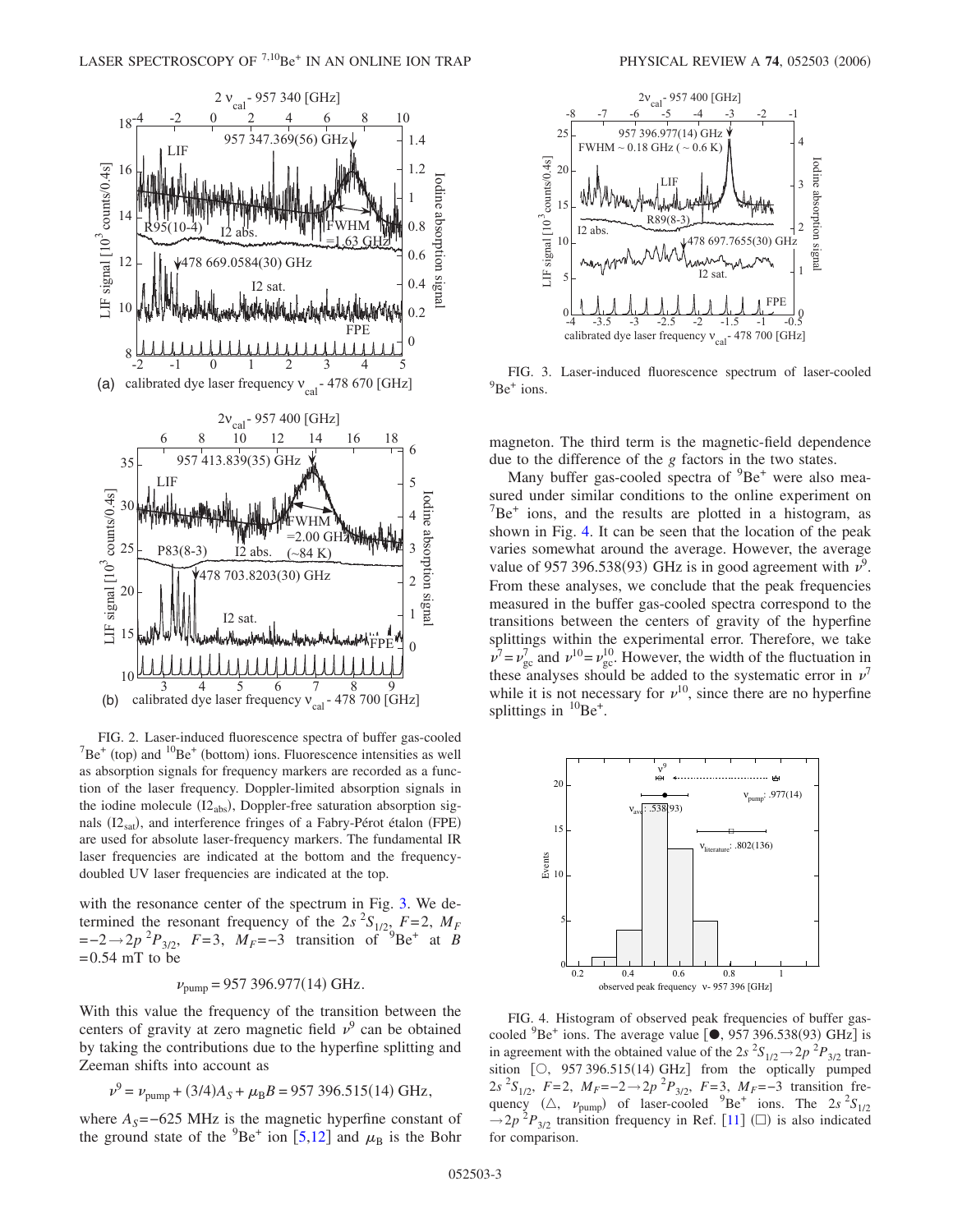FIG. 2. Laser-induced fluorescence spectra of buffer gas-cooled $^7Be^+$ (top) and $^{10}Be^+$ (bottom) ions. Fluorescence intensities as well as absorption signals for frequency markers are recorded as a function of the laser frequency. Doppler-limited absorption signals in the iodine molecule ($I2_{abs}$), Doppler-free saturation absorption signals ($I2_{sat}$), and interference fringes of a Fabry-Pérot étalon (FPE) are used for absolute laser-frequency markers. The fundamental IR laser frequencies are indicated at the bottom and the frequency-doubled UV laser frequencies are indicated at the top.

with the resonance center of the spectrum in Fig. 3. We determined the resonant frequency of the $2s\,^2S_{1/2}$, $F=2$, $M_F=-2 \rightarrow 2p\,^2P_{3/2}$, $F=3$, $M_F=-3$ transition of $^9Be^+$ at $B=0.54$ mT to be

$$\nu_{\mathrm{pump}} = 957\,396.977(14)\ \mathrm{GHz}.$$

With this value the frequency of the transition between the centers of gravity at zero magnetic field $\nu^9$ can be obtained by taking the contributions due to the hyperfine splitting and Zeeman shifts into account as

$$\nu^9 = \nu_{\mathrm{pump}} + (3/4)A_S + \mu_B B = 957\,396.515(14)\ \mathrm{GHz},$$

where $A_S = -625$ MHz is the magnetic hyperfine constant of the ground state of the $^9Be^+$ ion [5,12] and $\mu_B$ is the Bohr magneton. The third term is the magnetic-field dependence due to the difference of the $g$ factors in the two states.

FIG. 3. Laser-induced fluorescence spectrum of laser-cooled $^9Be^+$ ions.

Many buffer gas-cooled spectra of $^9Be^+$ were also measured under similar conditions to the online experiment on $^7Be^+$ ions, and the results are plotted in a histogram, as shown in Fig. 4. It can be seen that the location of the peak varies somewhat around the average. However, the average value of 957 396.538(93) GHz is in good agreement with $\nu^9$. From these analyses, we conclude that the peak frequencies measured in the buffer gas-cooled spectra correspond to the transitions between the centers of gravity of the hyperfine splittings within the experimental error. Therefore, we take $\nu^7 = \nu^7_{\mathrm{gc}}$ and $\nu^{10} = \nu^{10}_{\mathrm{gc}}$. However, the width of the fluctuation in these analyses should be added to the systematic error in $\nu^7$ while it is not necessary for $\nu^{10}$, since there are no hyperfine splittings in $^{10}Be^+$.

FIG. 4. Histogram of observed peak frequencies of buffer gas-cooled $^9Be^+$ ions. The average value [●, 957 396.538(93) GHz] is in agreement with the obtained value of the $2s\,^2S_{1/2} \rightarrow 2p\,^2P_{3/2}$ transition [○, 957 396.515(14) GHz] from the optically pumped $2s\,^2S_{1/2}$, $F=2$, $M_F=-2 \rightarrow 2p\,^2P_{3/2}$, $F=3$, $M_F=-3$ transition frequency (△, $\nu_{\mathrm{pump}}$) of laser-cooled $^9Be^+$ ions. The $2s\,^2S_{1/2} \rightarrow 2p\,^2P_{3/2}$ transition frequency in Ref. [11] (□) is also indicated for comparison.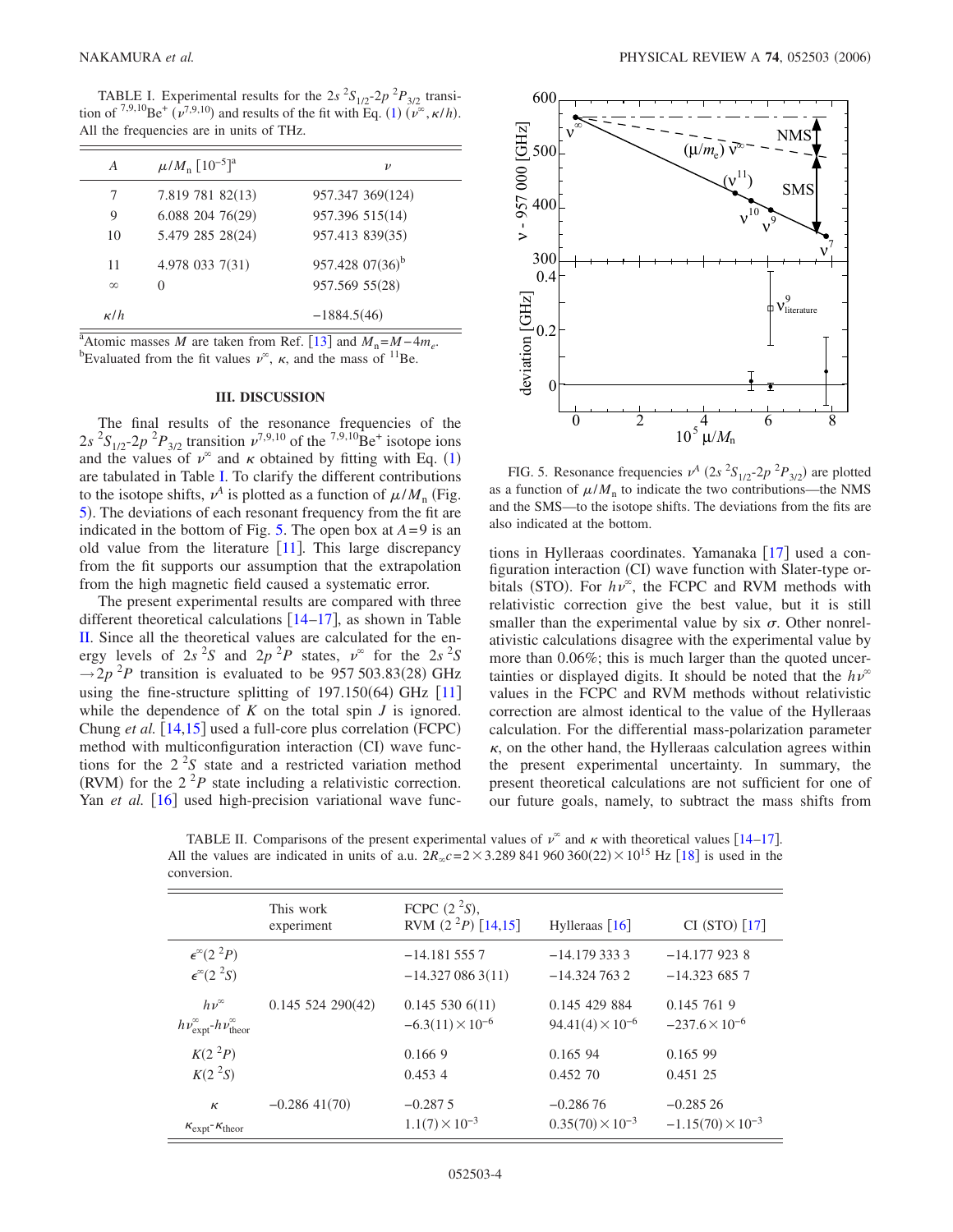TABLE I. Experimental results for the $2s\,^2S_{1/2}$-$2p\,^2P_{3/2}$ transition of $^{7,9,10}Be^+$ ($\nu^{7,9,10}$) and results of the fit with Eq. (1) ($\nu^{\infty}$, $\kappa/h$). All the frequencies are in units of THz.

| $A$ | $\mu/M_n$ [$10^{-5}$][a] | $\nu$ |
|---|---|---|
| 7 | 7.819 781 82(13) | 957.347 369(124) |
| 9 | 6.088 204 76(29) | 957.396 515(14) |
| 10 | 5.479 285 28(24) | 957.413 839(35) |
| 11 | 4.978 033 7(31) | 957.428 07(36)[b] |
| $\infty$ | 0 | 957.569 55(28) |
| $\kappa/h$ | | −1884.5(46) |

[a]Atomic masses $M$ are taken from Ref. [13] and $M_n = M - 4m_e$.
[b]Evaluated from the fit values $\nu^{\infty}$, $\kappa$, and the mass of $^{11}Be$.

FIG. 5. Resonance frequencies $\nu^A$ ($2s\,^2S_{1/2}$-$2p\,^2P_{3/2}$) are plotted as a function of $\mu/M_n$ to indicate the two contributions—the NMS and the SMS—to the isotope shifts. The deviations from the fits are also indicated at the bottom.

## III. DISCUSSION

The final results of the resonance frequencies of the $2s\,^2S_{1/2}$-$2p\,^2P_{3/2}$ transition $\nu^{7,9,10}$ of the $^{7,9,10}Be^+$ isotope ions and the values of $\nu^{\infty}$ and $\kappa$ obtained by fitting with Eq. (1) are tabulated in Table I. To clarify the different contributions to the isotope shifts, $\nu^A$ is plotted as a function of $\mu/M_n$ (Fig. 5). The deviations of each resonant frequency from the fit are indicated in the bottom of Fig. 5. The open box at $A=9$ is an old value from the literature [11]. This large discrepancy from the fit supports our assumption that the extrapolation from the high magnetic field caused a systematic error.

The present experimental results are compared with three different theoretical calculations [14–17], as shown in Table II. Since all the theoretical values are calculated for the energy levels of $2s\,^2S$ and $2p\,^2P$ states, $\nu^{\infty}$ for the $2s\,^2S \rightarrow 2p\,^2P$ transition is evaluated to be 957 503.83(28) GHz using the fine-structure splitting of 197.150(64) GHz [11] while the dependence of $K$ on the total spin $J$ is ignored. Chung *et al.* [14,15] used a full-core plus correlation (FCPC) method with multiconfiguration interaction (CI) wave functions for the $2\,^2S$ state and a restricted variation method (RVM) for the $2\,^2P$ state including a relativistic correction. Yan *et al.* [16] used high-precision variational wave functions in Hylleraas coordinates. Yamanaka [17] used a configuration interaction (CI) wave function with Slater-type orbitals (STO). For $h\nu^{\infty}$, the FCPC and RVM methods with relativistic correction give the best value, but it is still smaller than the experimental value by six $\sigma$. Other nonrelativistic calculations disagree with the experimental value by more than 0.06%; this is much larger than the quoted uncertainties or displayed digits. It should be noted that the $h\nu^{\infty}$ values in the FCPC and RVM methods without relativistic correction are almost identical to the value of the Hylleraas calculation. For the differential mass-polarization parameter $\kappa$, on the other hand, the Hylleraas calculation agrees within the present experimental uncertainty. In summary, the present theoretical calculations are not sufficient for one of our future goals, namely, to subtract the mass shifts from

TABLE II. Comparisons of the present experimental values of $\nu^{\infty}$ and $\kappa$ with theoretical values [14–17]. All the values are indicated in units of a.u. $2R_{\infty}c = 2 \times 3.289\,841\,960\,360(22) \times 10^{15}$ Hz [18] is used in the conversion.

| | This work experiment | FCPC ($2\,^2S$), RVM ($2\,^2P$) [14,15] | Hylleraas [16] | CI (STO) [17] |
|---|---|---|---|---|
| $\epsilon^{\infty}(2\,^2P)$ | | −14.181 555 7 | −14.179 333 3 | −14.177 923 8 |
| $\epsilon^{\infty}(2\,^2S)$ | | −14.327 086 3(11) | −14.324 763 2 | −14.323 685 7 |
| $h\nu^{\infty}$ | 0.145 524 290(42) | 0.145 530 6(11) | 0.145 429 884 | 0.145 761 9 |
| $h\nu^{\infty}_{\text{expt}}$-$h\nu^{\infty}_{\text{theor}}$ | | $-6.3(11)\times 10^{-6}$ | $94.41(4)\times 10^{-6}$ | $-237.6\times 10^{-6}$ |
| $K(2\,^2P)$ | | 0.166 9 | 0.165 94 | 0.165 99 |
| $K(2\,^2S)$ | | 0.453 4 | 0.452 70 | 0.451 25 |
| $\kappa$ | −0.286 41(70) | −0.287 5 | −0.286 76 | −0.285 26 |
| $\kappa_{\text{expt}}$-$\kappa_{\text{theor}}$ | | $1.1(7)\times 10^{-3}$ | $0.35(70)\times 10^{-3}$ | $-1.15(70)\times 10^{-3}$ |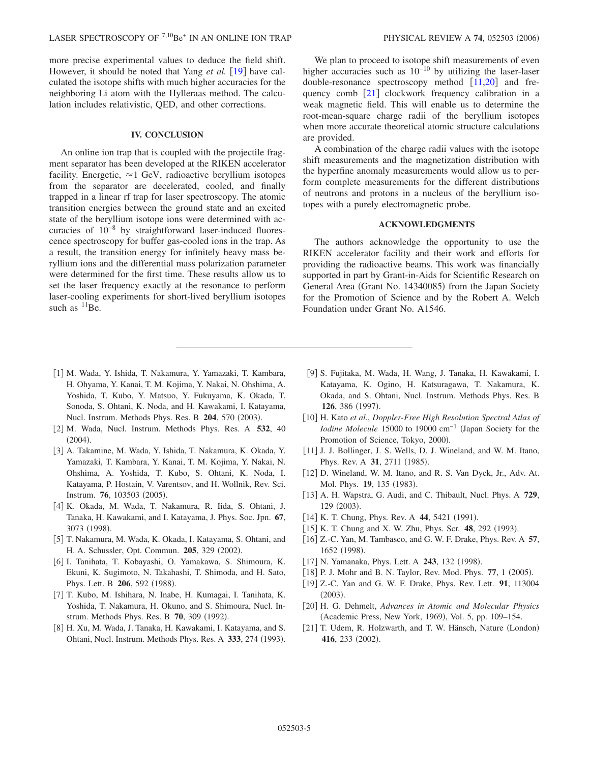more precise experimental values to deduce the field shift. However, it should be noted that Yang *et al.* [19] have calculated the isotope shifts with much higher accuracies for the neighboring Li atom with the Hylleraas method. The calculation includes relativistic, QED, and other corrections.

## IV. CONCLUSION

An online ion trap that is coupled with the projectile fragment separator has been developed at the RIKEN accelerator facility. Energetic, $\approx 1$ GeV, radioactive beryllium isotopes from the separator are decelerated, cooled, and finally trapped in a linear rf trap for laser spectroscopy. The atomic transition energies between the ground state and an excited state of the beryllium isotope ions were determined with accuracies of $10^{-8}$ by straightforward laser-induced fluorescence spectroscopy for buffer gas-cooled ions in the trap. As a result, the transition energy for infinitely heavy mass beryllium ions and the differential mass polarization parameter were determined for the first time. These results allow us to set the laser frequency exactly at the resonance to perform laser-cooling experiments for short-lived beryllium isotopes such as $^{11}$Be.

We plan to proceed to isotope shift measurements of even higher accuracies such as $10^{-10}$ by utilizing the laser-laser double-resonance spectroscopy method [11,20] and frequency comb [21] clockwork frequency calibration in a weak magnetic field. This will enable us to determine the root-mean-square charge radii of the beryllium isotopes when more accurate theoretical atomic structure calculations are provided.

A combination of the charge radii values with the isotope shift measurements and the magnetization distribution with the hyperfine anomaly measurements would allow us to perform complete measurements for the different distributions of neutrons and protons in a nucleus of the beryllium isotopes with a purely electromagnetic probe.

## ACKNOWLEDGMENTS

The authors acknowledge the opportunity to use the RIKEN accelerator facility and their work and efforts for providing the radioactive beams. This work was financially supported in part by Grant-in-Aids for Scientific Research on General Area (Grant No. 14340085) from the Japan Society for the Promotion of Science and by the Robert A. Welch Foundation under Grant No. A1546.

---

[1] M. Wada, Y. Ishida, T. Nakamura, Y. Yamazaki, T. Kambara, H. Ohyama, Y. Kanai, T. M. Kojima, Y. Nakai, N. Ohshima, A. Yoshida, T. Kubo, Y. Matsuo, Y. Fukuyama, K. Okada, T. Sonoda, S. Ohtani, K. Noda, and H. Kawakami, I. Katayama, Nucl. Instrum. Methods Phys. Res. B **204**, 570 (2003).

[2] M. Wada, Nucl. Instrum. Methods Phys. Res. A **532**, 40 (2004).

[3] A. Takamine, M. Wada, Y. Ishida, T. Nakamura, K. Okada, Y. Yamazaki, T. Kambara, Y. Kanai, T. M. Kojima, Y. Nakai, N. Ohshima, A. Yoshida, T. Kubo, S. Ohtani, K. Noda, I. Katayama, P. Hostain, V. Varentsov, and H. Wollnik, Rev. Sci. Instrum. **76**, 103503 (2005).

[4] K. Okada, M. Wada, T. Nakamura, R. Iida, S. Ohtani, J. Tanaka, H. Kawakami, and I. Katayama, J. Phys. Soc. Jpn. **67**, 3073 (1998).

[5] T. Nakamura, M. Wada, K. Okada, I. Katayama, S. Ohtani, and H. A. Schussler, Opt. Commun. **205**, 329 (2002).

[6] I. Tanihata, T. Kobayashi, O. Yamakawa, S. Shimoura, K. Ekuni, K. Sugimoto, N. Takahashi, T. Shimoda, and H. Sato, Phys. Lett. B **206**, 592 (1988).

[7] T. Kubo, M. Ishihara, N. Inabe, H. Kumagai, I. Tanihata, K. Yoshida, T. Nakamura, H. Okuno, and S. Shimoura, Nucl. Instrum. Methods Phys. Res. B **70**, 309 (1992).

[8] H. Xu, M. Wada, J. Tanaka, H. Kawakami, I. Katayama, and S. Ohtani, Nucl. Instrum. Methods Phys. Res. A **333**, 274 (1993).

[9] S. Fujitaka, M. Wada, H. Wang, J. Tanaka, H. Kawakami, I. Katayama, K. Ogino, H. Katsuragawa, T. Nakamura, K. Okada, and S. Ohtani, Nucl. Instrum. Methods Phys. Res. B **126**, 386 (1997).

[10] H. Kato *et al.*, *Doppler-Free High Resolution Spectral Atlas of Iodine Molecule* 15000 to 19000 cm$^{-1}$ (Japan Society for the Promotion of Science, Tokyo, 2000).

[11] J. J. Bollinger, J. S. Wells, D. J. Wineland, and W. M. Itano, Phys. Rev. A **31**, 2711 (1985).

[12] D. Wineland, W. M. Itano, and R. S. Van Dyck, Jr., Adv. At. Mol. Phys. **19**, 135 (1983).

[13] A. H. Wapstra, G. Audi, and C. Thibault, Nucl. Phys. A **729**, 129 (2003).

[14] K. T. Chung, Phys. Rev. A **44**, 5421 (1991).

[15] K. T. Chung and X. W. Zhu, Phys. Scr. **48**, 292 (1993).

[16] Z.-C. Yan, M. Tambasco, and G. W. F. Drake, Phys. Rev. A **57**, 1652 (1998).

[17] N. Yamanaka, Phys. Lett. A **243**, 132 (1998).

[18] P. J. Mohr and B. N. Taylor, Rev. Mod. Phys. **77**, 1 (2005).

[19] Z.-C. Yan and G. W. F. Drake, Phys. Rev. Lett. **91**, 113004 (2003).

[20] H. G. Dehmelt, *Advances in Atomic and Molecular Physics* (Academic Press, New York, 1969), Vol. 5, pp. 109–154.

[21] T. Udem, R. Holzwarth, and T. W. Hänsch, Nature (London) **416**, 233 (2002).